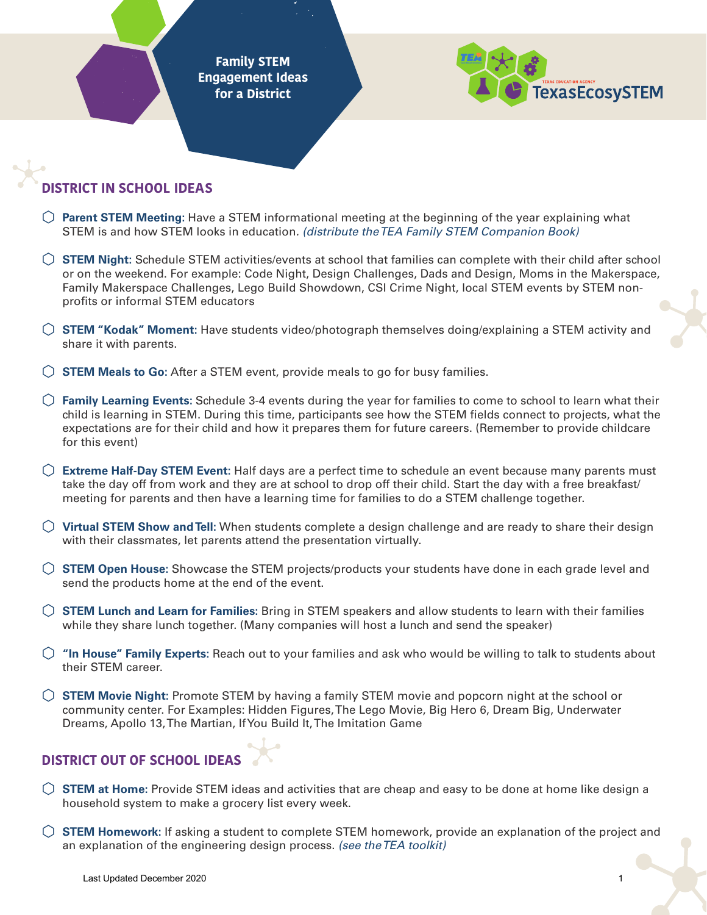# Family STEM Engagement Ideas for a District

TEXAS EDUCATION AGENCY TexasEcosySTEM

## DISTRICT IN SCHOOL IDEAS

- **Parent STEM Meeting:** Have a STEM informational meeting at the beginning of the year explaining what STEM is and how STEM looks in education. *(distribute the TEA Family STEM Companion Book)*

- **STEM Night:** Schedule STEM activities/events at school that families can complete with their child after school or on the weekend. For example: Code Night, Design Challenges, Dads and Design, Moms in the Makerspace, Family Makerspace Challenges, Lego Build Showdown, CSI Crime Night, local STEM events by STEM non-profits or informal STEM educators

- **STEM "Kodak" Moment:** Have students video/photograph themselves doing/explaining a STEM activity and share it with parents.

- **STEM Meals to Go:** After a STEM event, provide meals to go for busy families.

- **Family Learning Events:** Schedule 3-4 events during the year for families to come to school to learn what their child is learning in STEM. During this time, participants see how the STEM fields connect to projects, what the expectations are for their child and how it prepares them for future careers. (Remember to provide childcare for this event)

- **Extreme Half-Day STEM Event:** Half days are a perfect time to schedule an event because many parents must take the day off from work and they are at school to drop off their child. Start the day with a free breakfast/ meeting for parents and then have a learning time for families to do a STEM challenge together.

- **Virtual STEM Show and Tell:** When students complete a design challenge and are ready to share their design with their classmates, let parents attend the presentation virtually.

- **STEM Open House:** Showcase the STEM projects/products your students have done in each grade level and send the products home at the end of the event.

- **STEM Lunch and Learn for Families:** Bring in STEM speakers and allow students to learn with their families while they share lunch together. (Many companies will host a lunch and send the speaker)

- **"In House" Family Experts:** Reach out to your families and ask who would be willing to talk to students about their STEM career.

- **STEM Movie Night:** Promote STEM by having a family STEM movie and popcorn night at the school or community center. For Examples: Hidden Figures, The Lego Movie, Big Hero 6, Dream Big, Underwater Dreams, Apollo 13, The Martian, If You Build It, The Imitation Game

## DISTRICT OUT OF SCHOOL IDEAS

- **STEM at Home:** Provide STEM ideas and activities that are cheap and easy to be done at home like design a household system to make a grocery list every week.

- **STEM Homework:** If asking a student to complete STEM homework, provide an explanation of the project and an explanation of the engineering design process. *(see the TEA toolkit)*

Last Updated December 2020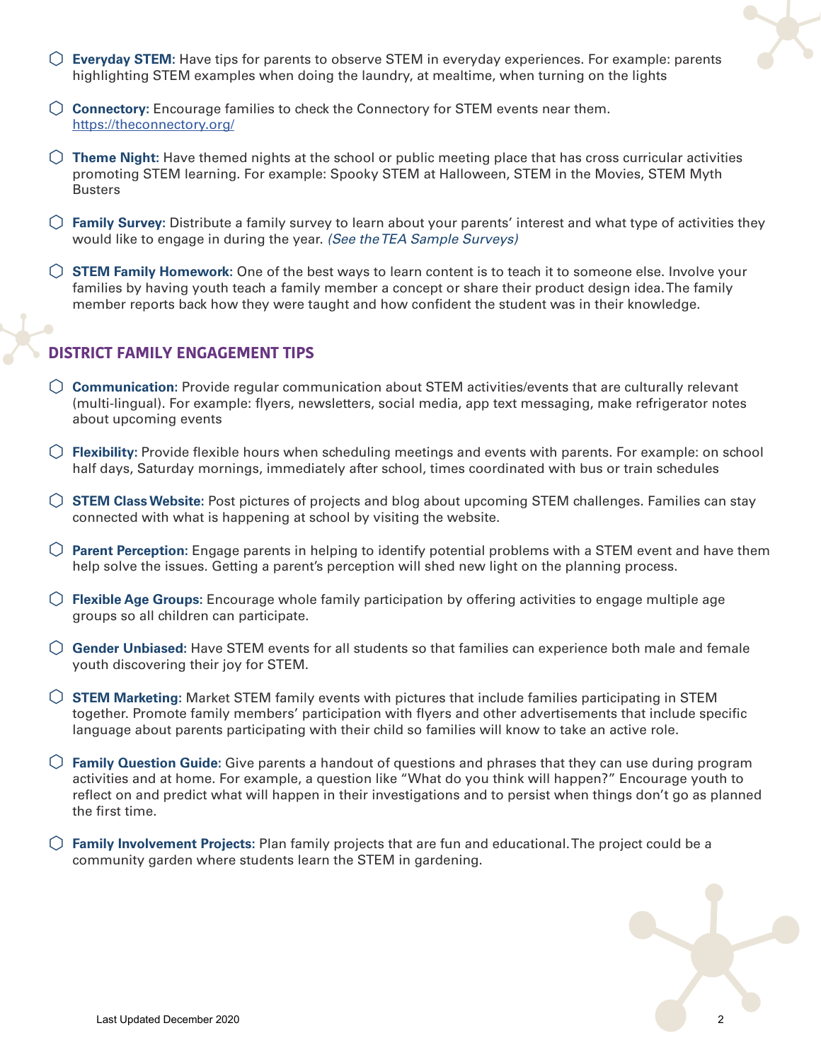- **Everyday STEM:** Have tips for parents to observe STEM in everyday experiences. For example: parents highlighting STEM examples when doing the laundry, at mealtime, when turning on the lights

- **Connectory:** Encourage families to check the Connectory for STEM events near them. https://theconnectory.org/

- **Theme Night:** Have themed nights at the school or public meeting place that has cross curricular activities promoting STEM learning. For example: Spooky STEM at Halloween, STEM in the Movies, STEM Myth Busters

- **Family Survey:** Distribute a family survey to learn about your parents' interest and what type of activities they would like to engage in during the year. *(See the TEA Sample Surveys)*

- **STEM Family Homework:** One of the best ways to learn content is to teach it to someone else. Involve your families by having youth teach a family member a concept or share their product design idea. The family member reports back how they were taught and how confident the student was in their knowledge.

## DISTRICT FAMILY ENGAGEMENT TIPS

- **Communication:** Provide regular communication about STEM activities/events that are culturally relevant (multi-lingual). For example: flyers, newsletters, social media, app text messaging, make refrigerator notes about upcoming events

- **Flexibility:** Provide flexible hours when scheduling meetings and events with parents. For example: on school half days, Saturday mornings, immediately after school, times coordinated with bus or train schedules

- **STEM Class Website:** Post pictures of projects and blog about upcoming STEM challenges. Families can stay connected with what is happening at school by visiting the website.

- **Parent Perception:** Engage parents in helping to identify potential problems with a STEM event and have them help solve the issues. Getting a parent's perception will shed new light on the planning process.

- **Flexible Age Groups:** Encourage whole family participation by offering activities to engage multiple age groups so all children can participate.

- **Gender Unbiased:** Have STEM events for all students so that families can experience both male and female youth discovering their joy for STEM.

- **STEM Marketing:** Market STEM family events with pictures that include families participating in STEM together. Promote family members' participation with flyers and other advertisements that include specific language about parents participating with their child so families will know to take an active role.

- **Family Question Guide:** Give parents a handout of questions and phrases that they can use during program activities and at home. For example, a question like "What do you think will happen?" Encourage youth to reflect on and predict what will happen in their investigations and to persist when things don't go as planned the first time.

- **Family Involvement Projects:** Plan family projects that are fun and educational. The project could be a community garden where students learn the STEM in gardening.

Last Updated December 2020